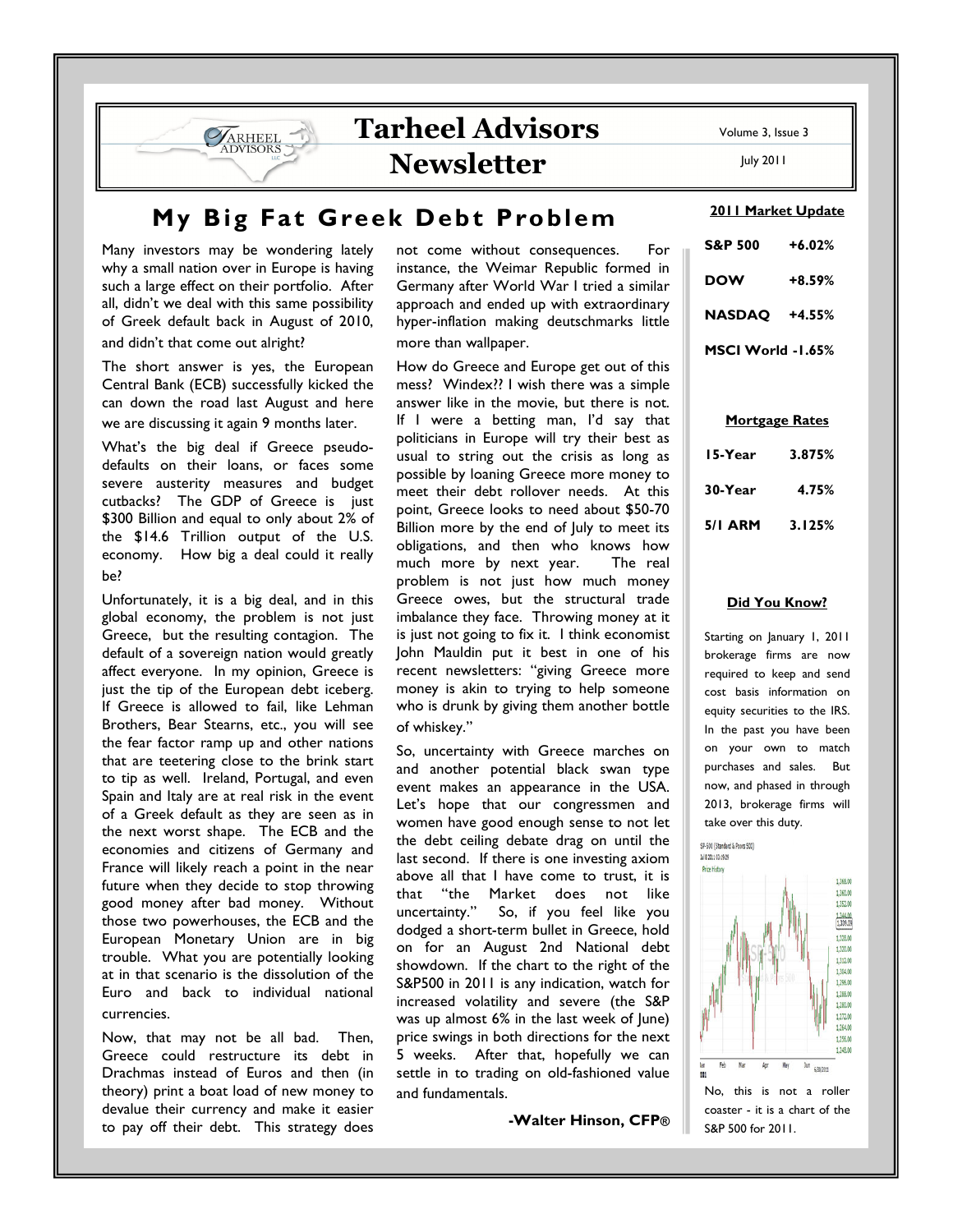# Tarheel Advisors Newsletter

Volume 3, Issue 3

July 2011

## My Big Fat Greek Debt Problem

Many investors may be wondering lately why a small nation over in Europe is having such a large effect on their portfolio. After all, didn't we deal with this same possibility of Greek default back in August of 2010, and didn't that come out alright?

The short answer is yes, the European Central Bank (ECB) successfully kicked the can down the road last August and here we are discussing it again 9 months later.

What's the big deal if Greece pseudo-defaults on their loans, or faces some severe austerity measures and budget cutbacks? The GDP of Greece is just \$300 Billion and equal to only about 2% of the \$14.6 Trillion output of the U.S. economy. How big a deal could it really be?

Unfortunately, it is a big deal, and in this global economy, the problem is not just Greece, but the resulting contagion. The default of a sovereign nation would greatly affect everyone. In my opinion, Greece is just the tip of the European debt iceberg. If Greece is allowed to fail, like Lehman Brothers, Bear Stearns, etc., you will see the fear factor ramp up and other nations that are teetering close to the brink start to tip as well. Ireland, Portugal, and even Spain and Italy are at real risk in the event of a Greek default as they are seen as in the next worst shape. The ECB and the economies and citizens of Germany and France will likely reach a point in the near future when they decide to stop throwing good money after bad money. Without those two powerhouses, the ECB and the European Monetary Union are in big trouble. What you are potentially looking at in that scenario is the dissolution of the Euro and back to individual national currencies.

Now, that may not be all bad. Then, Greece could restructure its debt in Drachmas instead of Euros and then (in theory) print a boat load of new money to devalue their currency and make it easier to pay off their debt. This strategy does not come without consequences. For instance, the Weimar Republic formed in Germany after World War I tried a similar approach and ended up with extraordinary hyper-inflation making deutschmarks little more than wallpaper.

How do Greece and Europe get out of this mess? Windex?? I wish there was a simple answer like in the movie, but there is not. If I were a betting man, I'd say that politicians in Europe will try their best as usual to string out the crisis as long as possible by loaning Greece more money to meet their debt rollover needs. At this point, Greece looks to need about \$50-70 Billion more by the end of July to meet its obligations, and then who knows how much more by next year. The real problem is not just how much money Greece owes, but the structural trade imbalance they face. Throwing money at it is just not going to fix it. I think economist John Mauldin put it best in one of his recent newsletters: "giving Greece more money is akin to trying to help someone who is drunk by giving them another bottle of whiskey."

So, uncertainty with Greece marches on and another potential black swan type event makes an appearance in the USA. Let's hope that our congressmen and women have good enough sense to not let the debt ceiling debate drag on until the last second. If there is one investing axiom above all that I have come to trust, it is that "the Market does not like uncertainty." So, if you feel like you dodged a short-term bullet in Greece, hold on for an August 2nd National debt showdown. If the chart to the right of the S&P500 in 2011 is any indication, watch for increased volatility and severe (the S&P was up almost 6% in the last week of June) price swings in both directions for the next 5 weeks. After that, hopefully we can settle in to trading on old-fashioned value and fundamentals.

**-Walter Hinson, CFP®**

### 2011 Market Update

| Index | Return |
|---|---|
| **S&P 500** | **+6.02%** |
| **DOW** | **+8.59%** |
| **NASDAQ** | **+4.55%** |
| **MSCI World** | **-1.65%** |

### Mortgage Rates

| Term | Rate |
|---|---|
| **15-Year** | **3.875%** |
| **30-Year** | **4.75%** |
| **5/1 ARM** | **3.125%** |

### Did You Know?

Starting on January 1, 2011 brokerage firms are now required to keep and send cost basis information on equity securities to the IRS. In the past you have been on your own to match purchases and sales. But now, and phased in through 2013, brokerage firms will take over this duty.

No, this is not a roller coaster - it is a chart of the S&P 500 for 2011.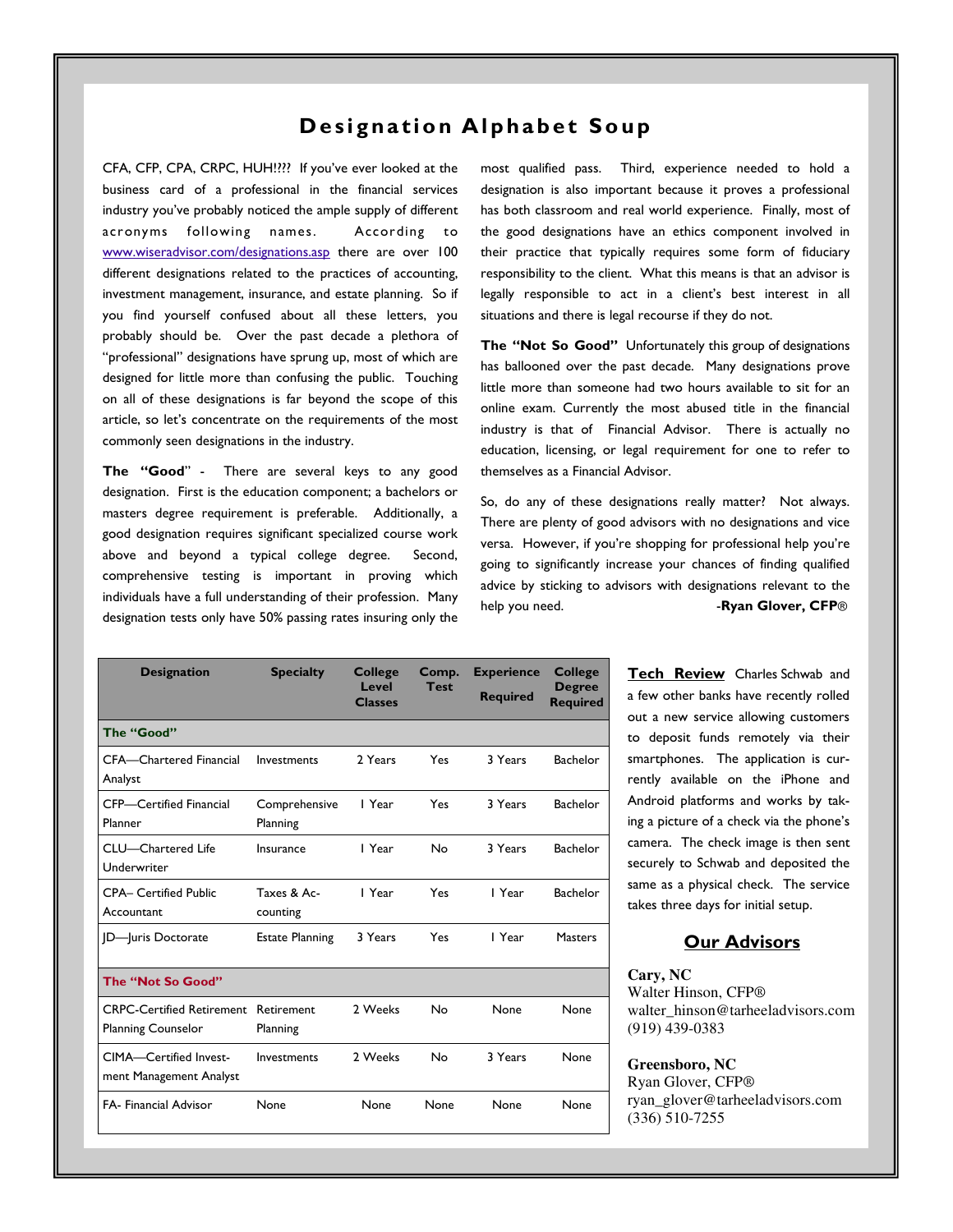# Designation Alphabet Soup

CFA, CFP, CPA, CRPC, HUH!??? If you've ever looked at the business card of a professional in the financial services industry you've probably noticed the ample supply of different acronyms following names. According to www.wiseradvisor.com/designations.asp there are over 100 different designations related to the practices of accounting, investment management, insurance, and estate planning. So if you find yourself confused about all these letters, you probably should be. Over the past decade a plethora of "professional" designations have sprung up, most of which are designed for little more than confusing the public. Touching on all of these designations is far beyond the scope of this article, so let's concentrate on the requirements of the most commonly seen designations in the industry.

**The "Good" -** There are several keys to any good designation. First is the education component; a bachelors or masters degree requirement is preferable. Additionally, a good designation requires significant specialized course work above and beyond a typical college degree. Second, comprehensive testing is important in proving which individuals have a full understanding of their profession. Many designation tests only have 50% passing rates insuring only the most qualified pass. Third, experience needed to hold a designation is also important because it proves a professional has both classroom and real world experience. Finally, most of the good designations have an ethics component involved in their practice that typically requires some form of fiduciary responsibility to the client. What this means is that an advisor is legally responsible to act in a client's best interest in all situations and there is legal recourse if they do not.

**The "Not So Good"** Unfortunately this group of designations has ballooned over the past decade. Many designations prove little more than someone had two hours available to sit for an online exam. Currently the most abused title in the financial industry is that of Financial Advisor. There is actually no education, licensing, or legal requirement for one to refer to themselves as a Financial Advisor.

So, do any of these designations really matter? Not always. There are plenty of good advisors with no designations and vice versa. However, if you're shopping for professional help you're going to significantly increase your chances of finding qualified advice by sticking to advisors with designations relevant to the help you need.

-**Ryan Glover, CFP**®

| Designation | Specialty | College Level Classes | Comp. Test | Experience Required | College Degree Required |
|---|---|---|---|---|---|
| **The "Good"** | | | | | |
| CFA—Chartered Financial Analyst | Investments | 2 Years | Yes | 3 Years | Bachelor |
| CFP—Certified Financial Planner | Comprehensive Planning | 1 Year | Yes | 3 Years | Bachelor |
| CLU—Chartered Life Underwriter | Insurance | 1 Year | No | 3 Years | Bachelor |
| CPA– Certified Public Accountant | Taxes & Accounting | 1 Year | Yes | 1 Year | Bachelor |
| JD—Juris Doctorate | Estate Planning | 3 Years | Yes | 1 Year | Masters |
| **The "Not So Good"** | | | | | |
| CRPC-Certified Retirement Planning Counselor | Retirement Planning | 2 Weeks | No | None | None |
| CIMA—Certified Investment Management Analyst | Investments | 2 Weeks | No | 3 Years | None |
| FA- Financial Advisor | None | None | None | None | None |

**Tech Review** Charles Schwab and a few other banks have recently rolled out a new service allowing customers to deposit funds remotely via their smartphones. The application is currently available on the iPhone and Android platforms and works by taking a picture of a check via the phone's camera. The check image is then sent securely to Schwab and deposited the same as a physical check. The service takes three days for initial setup.

## Our Advisors

**Cary, NC**
Walter Hinson, CFP®
walter_hinson@tarheeladvisors.com
(919) 439-0383

**Greensboro, NC**
Ryan Glover, CFP®
ryan_glover@tarheeladvisors.com
(336) 510-7255